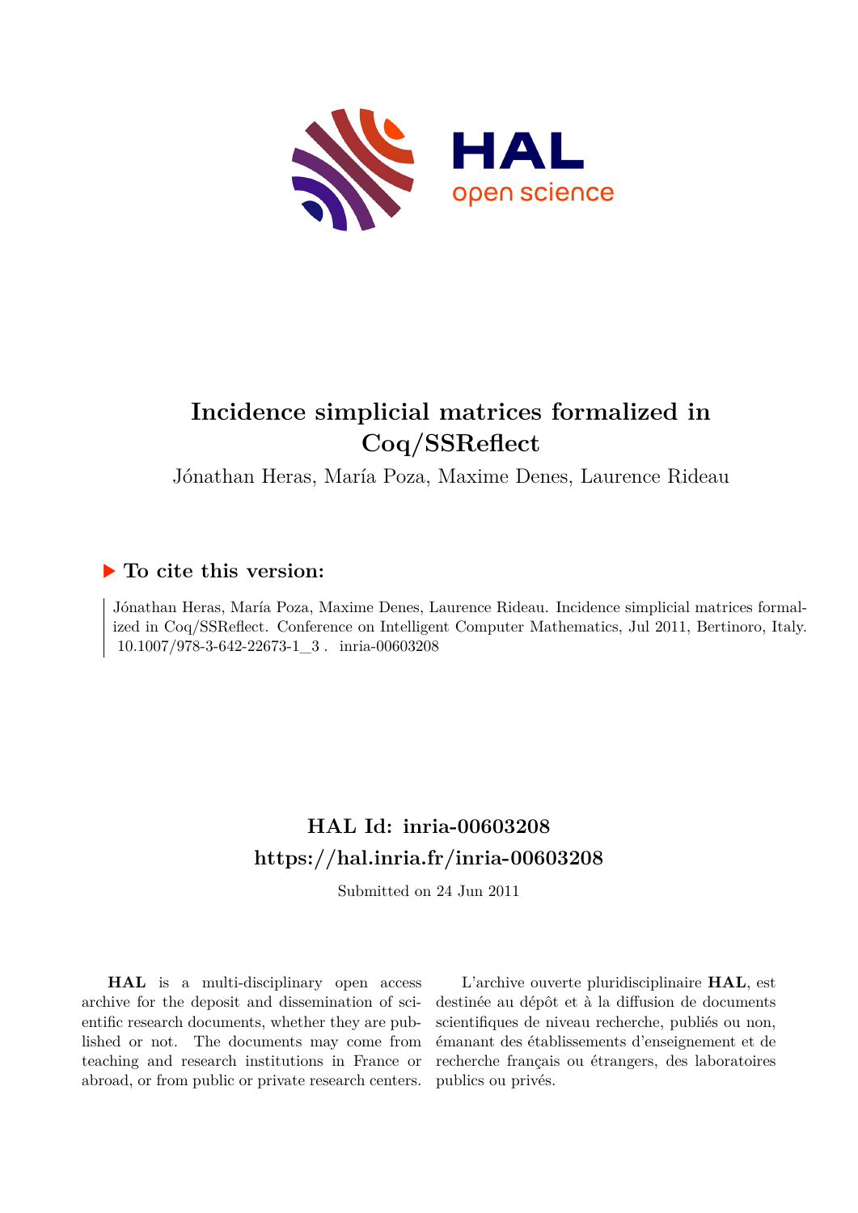# Incidence simplicial matrices formalized in Coq/SSReflect

Jónathan Heras, María Poza, Maxime Denes, Laurence Rideau

## ▶ To cite this version:

Jónathan Heras, María Poza, Maxime Denes, Laurence Rideau. Incidence simplicial matrices formalized in Coq/SSReflect. Conference on Intelligent Computer Mathematics, Jul 2011, Bertinoro, Italy. 10.1007/978-3-642-22673-1_3 . inria-00603208

## HAL Id: inria-00603208

## https://hal.inria.fr/inria-00603208

Submitted on 24 Jun 2011

**HAL** is a multi-disciplinary open access archive for the deposit and dissemination of scientific research documents, whether they are published or not. The documents may come from teaching and research institutions in France or abroad, or from public or private research centers.

L'archive ouverte pluridisciplinaire **HAL**, est destinée au dépôt et à la diffusion de documents scientifiques de niveau recherche, publiés ou non, émanant des établissements d'enseignement et de recherche français ou étrangers, des laboratoires publics ou privés.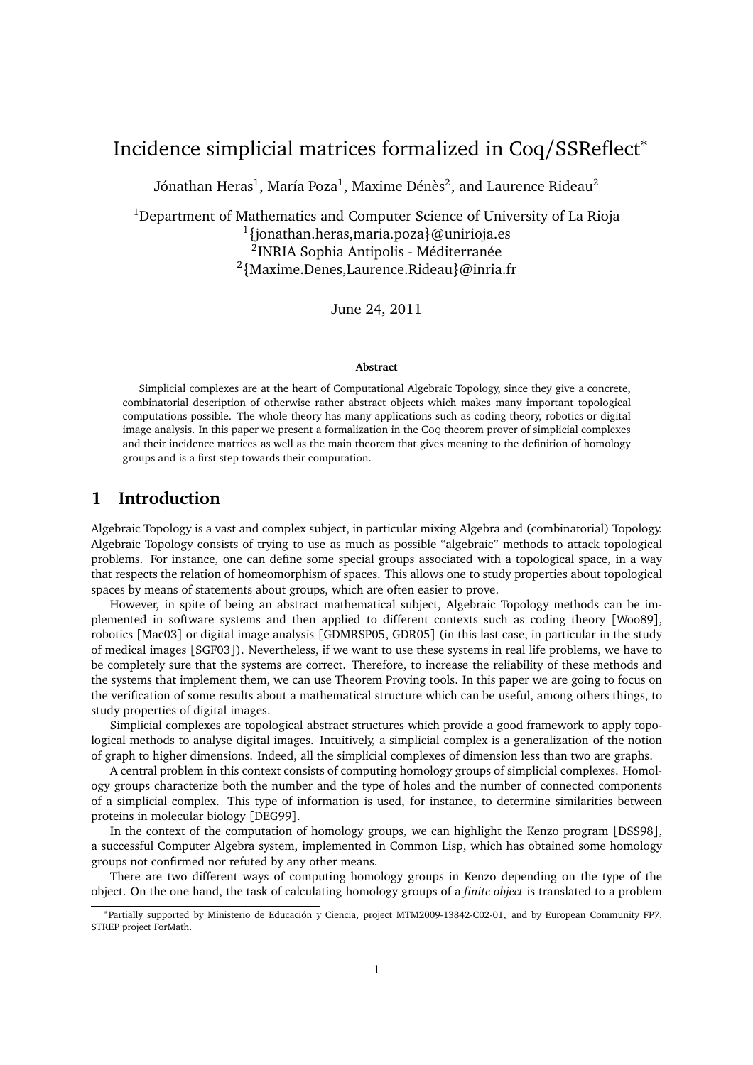# Incidence simplicial matrices formalized in Coq/SSReflect*

Jónathan Heras[1], María Poza[1], Maxime Dénès[2], and Laurence Rideau[2]

[1]Department of Mathematics and Computer Science of University of La Rioja
[1]{jonathan.heras,maria.poza}@unirioja.es
[2]INRIA Sophia Antipolis - Méditerranée
[2]{Maxime.Denes,Laurence.Rideau}@inria.fr

June 24, 2011

**Abstract**

Simplicial complexes are at the heart of Computational Algebraic Topology, since they give a concrete, combinatorial description of otherwise rather abstract objects which makes many important topological computations possible. The whole theory has many applications such as coding theory, robotics or digital image analysis. In this paper we present a formalization in the Coq theorem prover of simplicial complexes and their incidence matrices as well as the main theorem that gives meaning to the definition of homology groups and is a first step towards their computation.

## 1 Introduction

Algebraic Topology is a vast and complex subject, in particular mixing Algebra and (combinatorial) Topology. Algebraic Topology consists of trying to use as much as possible "algebraic" methods to attack topological problems. For instance, one can define some special groups associated with a topological space, in a way that respects the relation of homeomorphism of spaces. This allows one to study properties about topological spaces by means of statements about groups, which are often easier to prove.

However, in spite of being an abstract mathematical subject, Algebraic Topology methods can be implemented in software systems and then applied to different contexts such as coding theory [Woo89], robotics [Mac03] or digital image analysis [GDMRSP05, GDR05] (in this last case, in particular in the study of medical images [SGF03]). Nevertheless, if we want to use these systems in real life problems, we have to be completely sure that the systems are correct. Therefore, to increase the reliability of these methods and the systems that implement them, we can use Theorem Proving tools. In this paper we are going to focus on the verification of some results about a mathematical structure which can be useful, among others things, to study properties of digital images.

Simplicial complexes are topological abstract structures which provide a good framework to apply topological methods to analyse digital images. Intuitively, a simplicial complex is a generalization of the notion of graph to higher dimensions. Indeed, all the simplicial complexes of dimension less than two are graphs.

A central problem in this context consists of computing homology groups of simplicial complexes. Homology groups characterize both the number and the type of holes and the number of connected components of a simplicial complex. This type of information is used, for instance, to determine similarities between proteins in molecular biology [DEG99].

In the context of the computation of homology groups, we can highlight the Kenzo program [DSS98], a successful Computer Algebra system, implemented in Common Lisp, which has obtained some homology groups not confirmed nor refuted by any other means.

There are two different ways of computing homology groups in Kenzo depending on the type of the object. On the one hand, the task of calculating homology groups of a *finite object* is translated to a problem

*Partially supported by Ministerio de Educación y Ciencia, project MTM2009-13842-C02-01, and by European Community FP7, STREP project ForMath.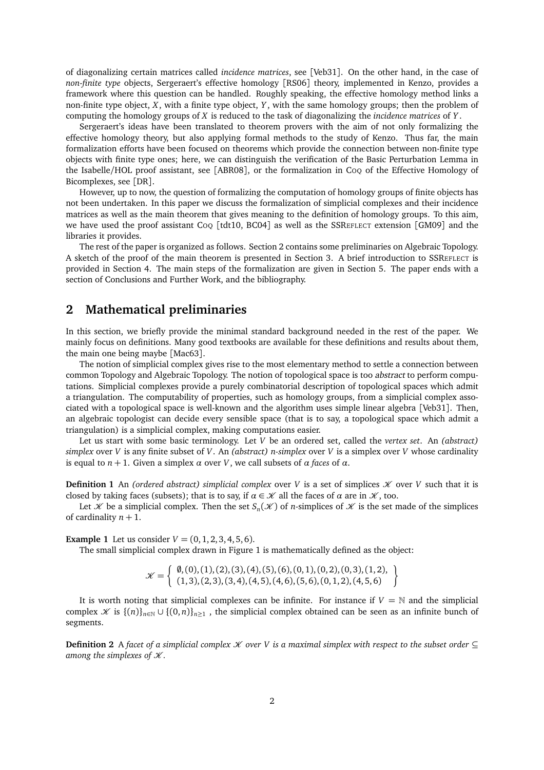of diagonalizing certain matrices called *incidence matrices*, see [Veb31]. On the other hand, in the case of *non-finite type* objects, Sergeraert's effective homology [RS06] theory, implemented in Kenzo, provides a framework where this question can be handled. Roughly speaking, the effective homology method links a non-finite type object, $X$, with a finite type object, $Y$, with the same homology groups; then the problem of computing the homology groups of $X$ is reduced to the task of diagonalizing the *incidence matrices* of $Y$.

Sergeraert's ideas have been translated to theorem provers with the aim of not only formalizing the effective homology theory, but also applying formal methods to the study of Kenzo. Thus far, the main formalization efforts have been focused on theorems which provide the connection between non-finite type objects with finite type ones; here, we can distinguish the verification of the Basic Perturbation Lemma in the Isabelle/HOL proof assistant, see [ABR08], or the formalization in Coq of the Effective Homology of Bicomplexes, see [DR].

However, up to now, the question of formalizing the computation of homology groups of finite objects has not been undertaken. In this paper we discuss the formalization of simplicial complexes and their incidence matrices as well as the main theorem that gives meaning to the definition of homology groups. To this aim, we have used the proof assistant Coq [tdt10, BC04] as well as the SSReflect extension [GM09] and the libraries it provides.

The rest of the paper is organized as follows. Section 2 contains some preliminaries on Algebraic Topology. A sketch of the proof of the main theorem is presented in Section 3. A brief introduction to SSReflect is provided in Section 4. The main steps of the formalization are given in Section 5. The paper ends with a section of Conclusions and Further Work, and the bibliography.

## 2 Mathematical preliminaries

In this section, we briefly provide the minimal standard background needed in the rest of the paper. We mainly focus on definitions. Many good textbooks are available for these definitions and results about them, the main one being maybe [Mac63].

The notion of simplicial complex gives rise to the most elementary method to settle a connection between common Topology and Algebraic Topology. The notion of topological space is too *abstract* to perform computations. Simplicial complexes provide a purely combinatorial description of topological spaces which admit a triangulation. The computability of properties, such as homology groups, from a simplicial complex associated with a topological space is well-known and the algorithm uses simple linear algebra [Veb31]. Then, an algebraic topologist can decide every sensible space (that is to say, a topological space which admit a triangulation) is a simplicial complex, making computations easier.

Let us start with some basic terminology. Let $V$ be an ordered set, called the *vertex set*. An *(abstract) simplex* over $V$ is any finite subset of $V$. An *(abstract) n-simplex* over $V$ is a simplex over $V$ whose cardinality is equal to $n+1$. Given a simplex $\alpha$ over $V$, we call subsets of $\alpha$ *faces* of $\alpha$.

**Definition 1** An *(ordered abstract) simplicial complex* over $V$ is a set of simplices $\mathcal{K}$ over $V$ such that it is closed by taking faces (subsets); that is to say, if $\alpha \in \mathcal{K}$ all the faces of $\alpha$ are in $\mathcal{K}$, too.

Let $\mathcal{K}$ be a simplicial complex. Then the set $S_n(\mathcal{K})$ of $n$-simplices of $\mathcal{K}$ is the set made of the simplices of cardinality $n+1$.

**Example 1** Let us consider $V = (0,1,2,3,4,5,6)$.

The small simplicial complex drawn in Figure 1 is mathematically defined as the object:

$$\mathcal{K} = \left\{ \begin{array}{l} \emptyset,(0),(1),(2),(3),(4),(5),(6),(0,1),(0,2),(0,3),(1,2), \\ (1,3),(2,3),(3,4),(4,5),(4,6),(5,6),(0,1,2),(4,5,6) \end{array} \right\}$$

It is worth noting that simplicial complexes can be infinite. For instance if $V = \mathbb{N}$ and the simplicial complex $\mathcal{K}$ is $\{(n)\}_{n\in\mathbb{N}} \cup \{(0,n)\}_{n\geq 1}$ , the simplicial complex obtained can be seen as an infinite bunch of segments.

**Definition 2** *A facet of a simplicial complex $\mathcal{K}$ over $V$ is a maximal simplex with respect to the subset order $\subseteq$ among the simplexes of $\mathcal{K}$.*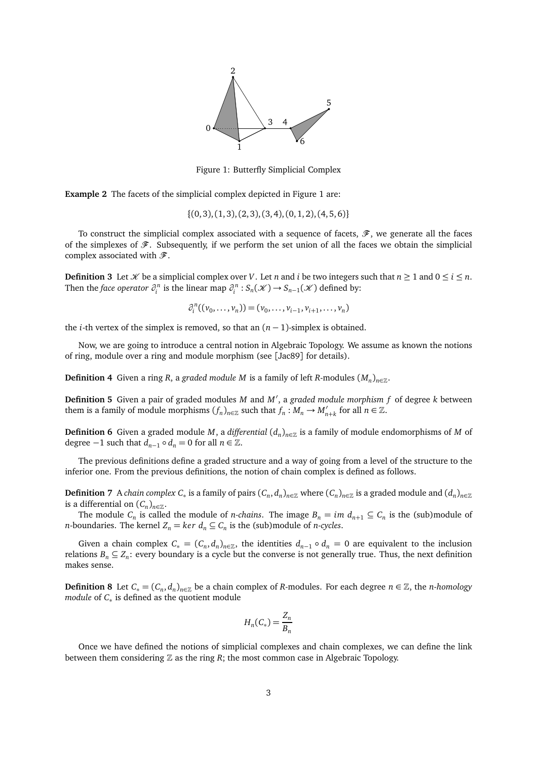Figure 1: Butterfly Simplicial Complex

**Example 2** The facets of the simplicial complex depicted in Figure 1 are:

$$\{(0,3),(1,3),(2,3),(3,4),(0,1,2),(4,5,6)\}$$

To construct the simplicial complex associated with a sequence of facets, $\mathscr{F}$, we generate all the faces of the simplexes of $\mathscr{F}$. Subsequently, if we perform the set union of all the faces we obtain the simplicial complex associated with $\mathscr{F}$.

**Definition 3** Let $\mathscr{K}$ be a simplicial complex over $V$. Let $n$ and $i$ be two integers such that $n \geq 1$ and $0 \leq i \leq n$. Then the *face operator* $\partial_i^n$ is the linear map $\partial_i^n : S_n(\mathscr{K}) \to S_{n-1}(\mathscr{K})$ defined by:

$$\partial_i^n((v_0, \ldots, v_n)) = (v_0, \ldots, v_{i-1}, v_{i+1}, \ldots, v_n)$$

the $i$-th vertex of the simplex is removed, so that an $(n-1)$-simplex is obtained.

Now, we are going to introduce a central notion in Algebraic Topology. We assume as known the notions of ring, module over a ring and module morphism (see [Jac89] for details).

**Definition 4** Given a ring $R$, a *graded module* $M$ is a family of left $R$-modules $(M_n)_{n\in\mathbb{Z}}$.

**Definition 5** Given a pair of graded modules $M$ and $M'$, a *graded module morphism* $f$ of degree $k$ between them is a family of module morphisms $(f_n)_{n\in\mathbb{Z}}$ such that $f_n : M_n \to M'_{n+k}$ for all $n \in \mathbb{Z}$.

**Definition 6** Given a graded module $M$, a *differential* $(d_n)_{n\in\mathbb{Z}}$ is a family of module endomorphisms of $M$ of degree $-1$ such that $d_{n-1} \circ d_n = 0$ for all $n \in \mathbb{Z}$.

The previous definitions define a graded structure and a way of going from a level of the structure to the inferior one. From the previous definitions, the notion of chain complex is defined as follows.

**Definition 7** A *chain complex* $C_*$ is a family of pairs $(C_n, d_n)_{n\in\mathbb{Z}}$ where $(C_n)_{n\in\mathbb{Z}}$ is a graded module and $(d_n)_{n\in\mathbb{Z}}$ is a differential on $(C_n)_{n\in\mathbb{Z}}$.

The module $C_n$ is called the module of *n-chains*. The image $B_n = im\ d_{n+1} \subseteq C_n$ is the (sub)module of *n*-boundaries. The kernel $Z_n = ker\ d_n \subseteq C_n$ is the (sub)module of *n-cycles*.

Given a chain complex $C_* = (C_n, d_n)_{n\in\mathbb{Z}}$, the identities $d_{n-1} \circ d_n = 0$ are equivalent to the inclusion relations $B_n \subseteq Z_n$: every boundary is a cycle but the converse is not generally true. Thus, the next definition makes sense.

**Definition 8** Let $C_* = (C_n, d_n)_{n\in\mathbb{Z}}$ be a chain complex of $R$-modules. For each degree $n \in \mathbb{Z}$, the *n-homology module* of $C_*$ is defined as the quotient module

$$H_n(C_*) = \frac{Z_n}{B_n}$$

Once we have defined the notions of simplicial complexes and chain complexes, we can define the link between them considering $\mathbb{Z}$ as the ring $R$; the most common case in Algebraic Topology.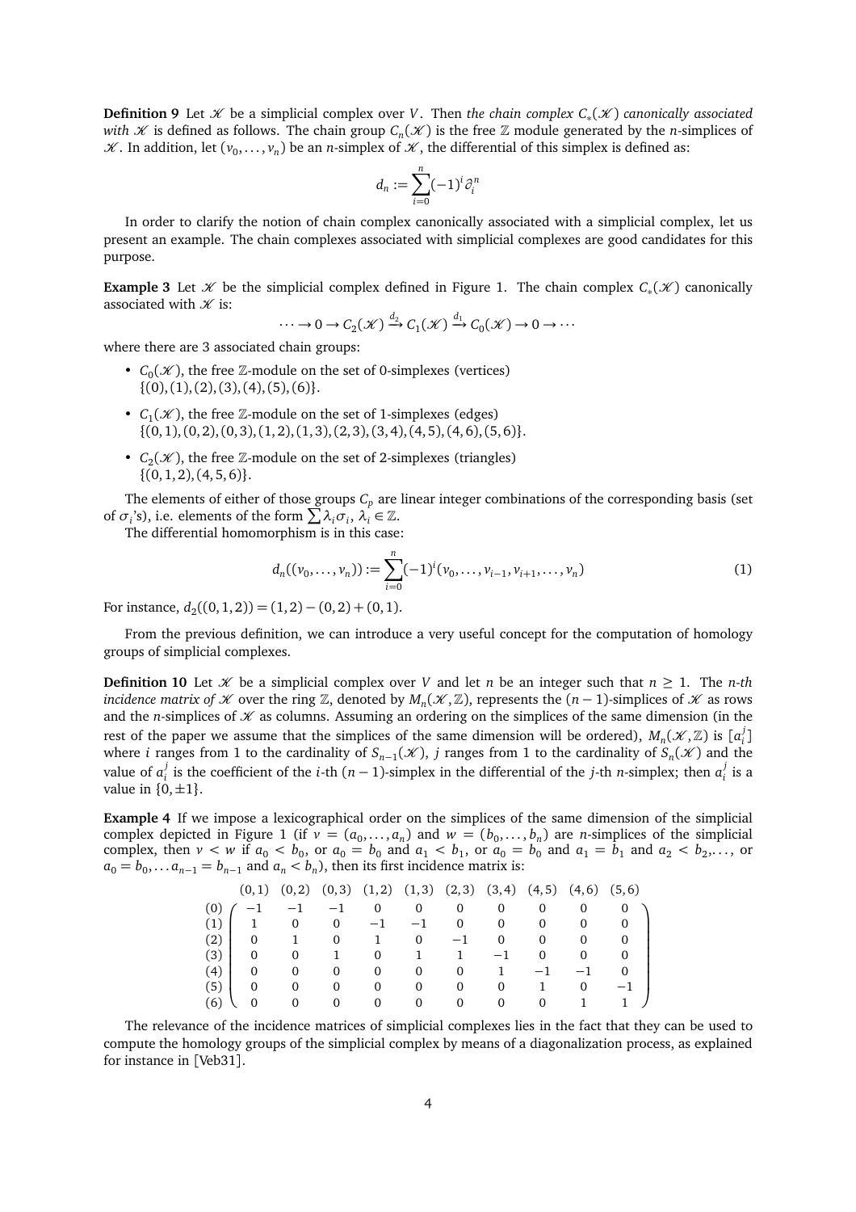**Definition 9** Let $\mathscr{K}$ be a simplicial complex over $V$. Then *the chain complex $C_*(\mathscr{K})$ canonically associated with $\mathscr{K}$* is defined as follows. The chain group $C_n(\mathscr{K})$ is the free $\mathbb{Z}$ module generated by the $n$-simplices of $\mathscr{K}$. In addition, let $(v_0, \ldots, v_n)$ be an $n$-simplex of $\mathscr{K}$, the differential of this simplex is defined as:

$$d_n := \sum_{i=0}^{n} (-1)^i \partial_i^n$$

In order to clarify the notion of chain complex canonically associated with a simplicial complex, let us present an example. The chain complexes associated with simplicial complexes are good candidates for this purpose.

**Example 3** Let $\mathscr{K}$ be the simplicial complex defined in Figure 1. The chain complex $C_*(\mathscr{K})$ canonically associated with $\mathscr{K}$ is:

$$\cdots \to 0 \to C_2(\mathscr{K}) \xrightarrow{d_2} C_1(\mathscr{K}) \xrightarrow{d_1} C_0(\mathscr{K}) \to 0 \to \cdots$$

where there are 3 associated chain groups:

- $C_0(\mathscr{K})$, the free $\mathbb{Z}$-module on the set of 0-simplexes (vertices) $\{(0),(1),(2),(3),(4),(5),(6)\}$.
- $C_1(\mathscr{K})$, the free $\mathbb{Z}$-module on the set of 1-simplexes (edges) $\{(0,1),(0,2),(0,3),(1,2),(1,3),(2,3),(3,4),(4,5),(4,6),(5,6)\}$.
- $C_2(\mathscr{K})$, the free $\mathbb{Z}$-module on the set of 2-simplexes (triangles) $\{(0,1,2),(4,5,6)\}$.

The elements of either of those groups $C_p$ are linear integer combinations of the corresponding basis (set of $\sigma_i$'s), i.e. elements of the form $\sum \lambda_i \sigma_i$, $\lambda_i \in \mathbb{Z}$.

The differential homomorphism is in this case:

$$d_n((v_0, \ldots, v_n)) := \sum_{i=0}^{n} (-1)^i (v_0, \ldots, v_{i-1}, v_{i+1}, \ldots, v_n) \tag{1}$$

For instance, $d_2((0,1,2)) = (1,2) - (0,2) + (0,1)$.

From the previous definition, we can introduce a very useful concept for the computation of homology groups of simplicial complexes.

**Definition 10** Let $\mathscr{K}$ be a simplicial complex over $V$ and let $n$ be an integer such that $n \geq 1$. The *$n$-th incidence matrix of $\mathscr{K}$* over the ring $\mathbb{Z}$, denoted by $M_n(\mathscr{K}, \mathbb{Z})$, represents the $(n-1)$-simplices of $\mathscr{K}$ as rows and the $n$-simplices of $\mathscr{K}$ as columns. Assuming an ordering on the simplices of the same dimension (in the rest of the paper we assume that the simplices of the same dimension will be ordered), $M_n(\mathscr{K}, \mathbb{Z})$ is $[a_i^j]$ where $i$ ranges from 1 to the cardinality of $S_{n-1}(\mathscr{K})$, $j$ ranges from 1 to the cardinality of $S_n(\mathscr{K})$ and the value of $a_i^j$ is the coefficient of the $i$-th $(n-1)$-simplex in the differential of the $j$-th $n$-simplex; then $a_i^j$ is a value in $\{0, \pm 1\}$.

**Example 4** If we impose a lexicographical order on the simplices of the same dimension of the simplicial complex depicted in Figure 1 (if $v = (a_0, \ldots, a_n)$ and $w = (b_0, \ldots, b_n)$ are $n$-simplices of the simplicial complex, then $v < w$ if $a_0 < b_0$, or $a_0 = b_0$ and $a_1 < b_1$, or $a_0 = b_0$ and $a_1 = b_1$ and $a_2 < b_2, \ldots$, or $a_0 = b_0, \ldots a_{n-1} = b_{n-1}$ and $a_n < b_n$), then its first incidence matrix is:

$$\begin{array}{c} \\ (0) \\ (1) \\ (2) \\ (3) \\ (4) \\ (5) \\ (6) \end{array}
\begin{array}{c} \begin{array}{cccccccccc} (0,1) & (0,2) & (0,3) & (1,2) & (1,3) & (2,3) & (3,4) & (4,5) & (4,6) & (5,6) \end{array} \\
\left( \begin{array}{cccccccccc}
-1 & -1 & -1 & 0 & 0 & 0 & 0 & 0 & 0 & 0 \\
1 & 0 & 0 & -1 & -1 & 0 & 0 & 0 & 0 & 0 \\
0 & 1 & 0 & 1 & 0 & -1 & 0 & 0 & 0 & 0 \\
0 & 0 & 1 & 0 & 1 & 1 & -1 & 0 & 0 & 0 \\
0 & 0 & 0 & 0 & 0 & 0 & 1 & -1 & -1 & 0 \\
0 & 0 & 0 & 0 & 0 & 0 & 0 & 1 & 0 & -1 \\
0 & 0 & 0 & 0 & 0 & 0 & 0 & 0 & 1 & 1
\end{array} \right) \end{array}$$

The relevance of the incidence matrices of simplicial complexes lies in the fact that they can be used to compute the homology groups of the simplicial complex by means of a diagonalization process, as explained for instance in [Veb31].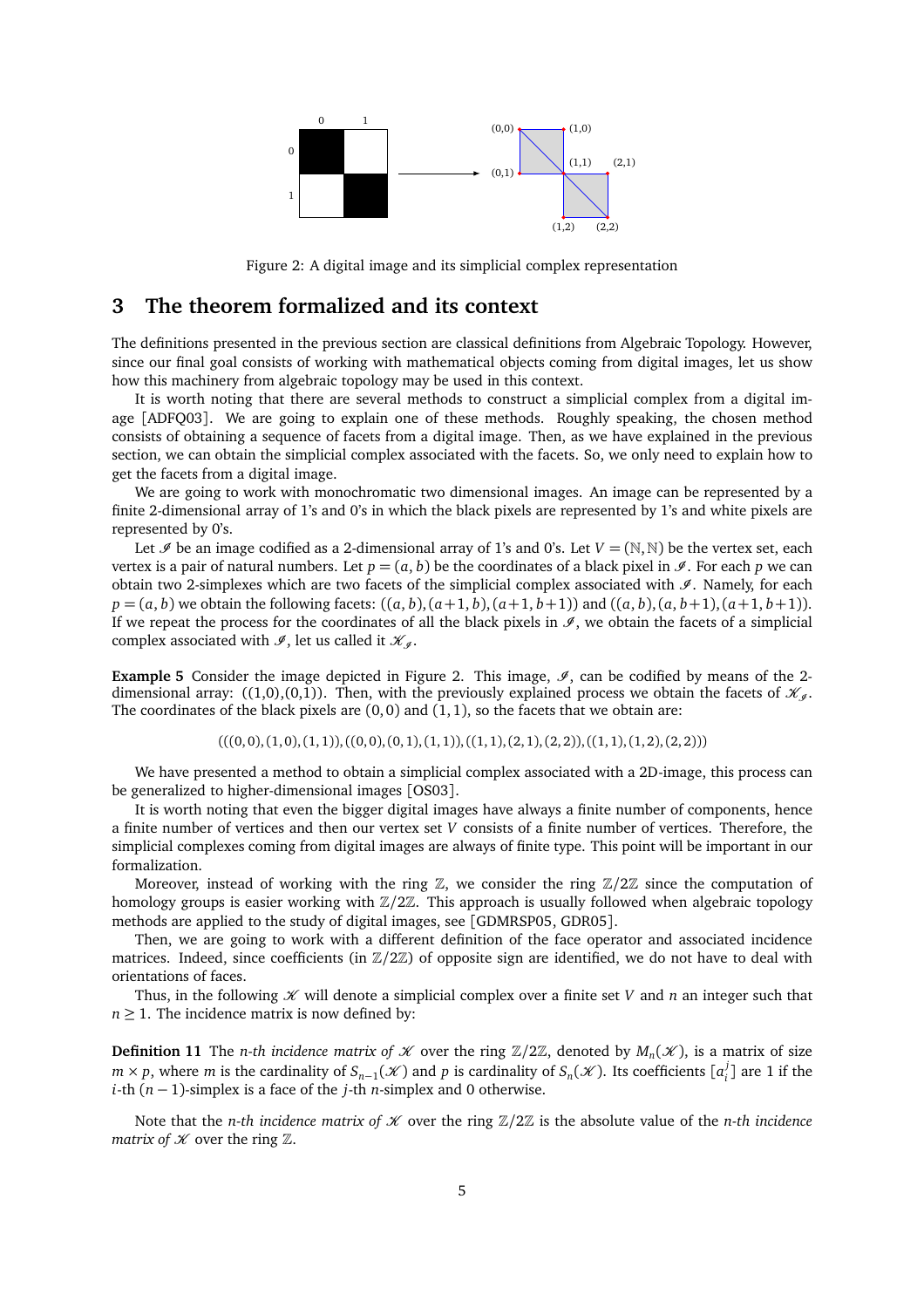Figure 2: A digital image and its simplicial complex representation

## 3 The theorem formalized and its context

The definitions presented in the previous section are classical definitions from Algebraic Topology. However, since our final goal consists of working with mathematical objects coming from digital images, let us show how this machinery from algebraic topology may be used in this context.

It is worth noting that there are several methods to construct a simplicial complex from a digital image [ADFQ03]. We are going to explain one of these methods. Roughly speaking, the chosen method consists of obtaining a sequence of facets from a digital image. Then, as we have explained in the previous section, we can obtain the simplicial complex associated with the facets. So, we only need to explain how to get the facets from a digital image.

We are going to work with monochromatic two dimensional images. An image can be represented by a finite 2-dimensional array of 1's and 0's in which the black pixels are represented by 1's and white pixels are represented by 0's.

Let $\mathscr{I}$ be an image codified as a 2-dimensional array of 1's and 0's. Let $V = (\mathbb{N}, \mathbb{N})$ be the vertex set, each vertex is a pair of natural numbers. Let $p = (a, b)$ be the coordinates of a black pixel in $\mathscr{I}$. For each $p$ we can obtain two 2-simplexes which are two facets of the simplicial complex associated with $\mathscr{I}$. Namely, for each $p = (a, b)$ we obtain the following facets: $((a, b), (a+1, b), (a+1, b+1))$ and $((a, b), (a, b+1), (a+1, b+1))$. If we repeat the process for the coordinates of all the black pixels in $\mathscr{I}$, we obtain the facets of a simplicial complex associated with $\mathscr{I}$, let us called it $\mathscr{K}_{\mathscr{I}}$.

**Example 5** Consider the image depicted in Figure 2. This image, $\mathscr{I}$, can be codified by means of the 2-dimensional array: ((1,0),(0,1)). Then, with the previously explained process we obtain the facets of $\mathscr{K}_{\mathscr{I}}$. The coordinates of the black pixels are $(0, 0)$ and $(1, 1)$, so the facets that we obtain are:

$$(((0, 0), (1, 0), (1, 1)), ((0, 0), (0, 1), (1, 1)), ((1, 1), (2, 1), (2, 2)), ((1, 1), (1, 2), (2, 2)))$$

We have presented a method to obtain a simplicial complex associated with a 2D-image, this process can be generalized to higher-dimensional images [OS03].

It is worth noting that even the bigger digital images have always a finite number of components, hence a finite number of vertices and then our vertex set $V$ consists of a finite number of vertices. Therefore, the simplicial complexes coming from digital images are always of finite type. This point will be important in our formalization.

Moreover, instead of working with the ring $\mathbb{Z}$, we consider the ring $\mathbb{Z}/2\mathbb{Z}$ since the computation of homology groups is easier working with $\mathbb{Z}/2\mathbb{Z}$. This approach is usually followed when algebraic topology methods are applied to the study of digital images, see [GDMRSP05, GDR05].

Then, we are going to work with a different definition of the face operator and associated incidence matrices. Indeed, since coefficients (in $\mathbb{Z}/2\mathbb{Z}$) of opposite sign are identified, we do not have to deal with orientations of faces.

Thus, in the following $\mathscr{K}$ will denote a simplicial complex over a finite set $V$ and $n$ an integer such that $n \geq 1$. The incidence matrix is now defined by:

**Definition 11** The *n-th incidence matrix of $\mathscr{K}$* over the ring $\mathbb{Z}/2\mathbb{Z}$, denoted by $M_n(\mathscr{K})$, is a matrix of size $m \times p$, where $m$ is the cardinality of $S_{n-1}(\mathscr{K})$ and $p$ is cardinality of $S_n(\mathscr{K})$. Its coefficients $[a_i^j]$ are 1 if the $i$-th $(n-1)$-simplex is a face of the $j$-th $n$-simplex and 0 otherwise.

Note that the *n-th incidence matrix of $\mathscr{K}$* over the ring $\mathbb{Z}/2\mathbb{Z}$ is the absolute value of the *n-th incidence matrix of $\mathscr{K}$* over the ring $\mathbb{Z}$.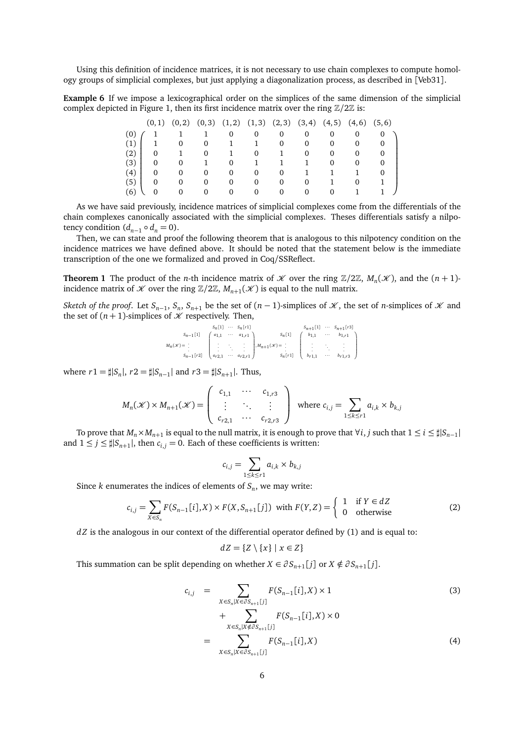Using this definition of incidence matrices, it is not necessary to use chain complexes to compute homology groups of simplicial complexes, but just applying a diagonalization process, as described in [Veb31].

**Example 6** If we impose a lexicographical order on the simplices of the same dimension of the simplicial complex depicted in Figure 1, then its first incidence matrix over the ring $\mathbb{Z}/2\mathbb{Z}$ is:

$$
\begin{array}{c} \\ (0) \\ (1) \\ (2) \\ (3) \\ (4) \\ (5) \\ (6) \end{array}
\begin{array}{c}
\begin{array}{cccccccccc} (0,1) & (0,2) & (0,3) & (1,2) & (1,3) & (2,3) & (3,4) & (4,5) & (4,6) & (5,6) \end{array} \\
\left(\begin{array}{cccccccccc}
1 & 1 & 1 & 0 & 0 & 0 & 0 & 0 & 0 & 0 \\
1 & 0 & 0 & 1 & 1 & 0 & 0 & 0 & 0 & 0 \\
0 & 1 & 0 & 1 & 0 & 1 & 0 & 0 & 0 & 0 \\
0 & 0 & 1 & 0 & 1 & 1 & 1 & 0 & 0 & 0 \\
0 & 0 & 0 & 0 & 0 & 0 & 1 & 1 & 1 & 0 \\
0 & 0 & 0 & 0 & 0 & 0 & 0 & 1 & 0 & 1 \\
0 & 0 & 0 & 0 & 0 & 0 & 0 & 0 & 1 & 1
\end{array}\right)
\end{array}
$$

As we have said previously, incidence matrices of simplicial complexes come from the differentials of the chain complexes canonically associated with the simplicial complexes. Theses differentials satisfy a nilpotency condition ($d_{n-1} \circ d_n = 0$).

Then, we can state and proof the following theorem that is analogous to this nilpotency condition on the incidence matrices we have defined above. It should be noted that the statement below is the immediate transcription of the one we formalized and proved in Coq/SSReflect.

**Theorem 1** The product of the $n$-th incidence matrix of $\mathcal{K}$ over the ring $\mathbb{Z}/2\mathbb{Z}$, $M_n(\mathcal{K})$, and the $(n+1)$-incidence matrix of $\mathcal{K}$ over the ring $\mathbb{Z}/2\mathbb{Z}$, $M_{n+1}(\mathcal{K})$ is equal to the null matrix.

*Sketch of the proof.* Let $S_{n-1}$, $S_n$, $S_{n+1}$ be the set of $(n-1)$-simplices of $\mathcal{K}$, the set of $n$-simplices of $\mathcal{K}$ and the set of $(n+1)$-simplices of $\mathcal{K}$ respectively. Then,

$$
M_n(\mathcal{K}) = \begin{array}{c} S_{n-1}[1] \\ \vdots \\ S_{n-1}[r2] \end{array}
\overset{\begin{array}{ccc} S_n[1] & \cdots & S_n[r1] \end{array}}{\left(\begin{array}{ccc} a_{1,1} & \cdots & a_{1,r1} \\ \vdots & \ddots & \vdots \\ a_{r2,1} & \cdots & a_{r2,r1} \end{array}\right)},
M_{n+1}(\mathcal{K}) = \begin{array}{c} S_n[1] \\ \vdots \\ S_n[r1] \end{array}
\overset{\begin{array}{ccc} S_{n+1}[1] & \cdots & S_{n+1}[r3] \end{array}}{\left(\begin{array}{ccc} b_{1,1} & \cdots & b_{1,r1} \\ \vdots & \ddots & \vdots \\ b_{r1,1} & \cdots & b_{r1,r3} \end{array}\right)}
$$

where $r1 = \sharp|S_n|$, $r2 = \sharp|S_{n-1}|$ and $r3 = \sharp|S_{n+1}|$. Thus,

$$
M_n(\mathcal{K}) \times M_{n+1}(\mathcal{K}) = \left(\begin{array}{ccc} c_{1,1} & \cdots & c_{1,r3} \\ \vdots & \ddots & \vdots \\ c_{r2,1} & \cdots & c_{r2,r3} \end{array}\right) \quad \text{where } c_{i,j} = \sum_{1 \le k \le r1} a_{i,k} \times b_{k,j}
$$

To prove that $M_n \times M_{n+1}$ is equal to the null matrix, it is enough to prove that $\forall i, j$ such that $1 \le i \le \sharp|S_{n-1}|$ and $1 \le j \le \sharp|S_{n+1}|$, then $c_{i,j} = 0$. Each of these coefficients is written:

$$
c_{i,j} = \sum_{1 \le k \le r1} a_{i,k} \times b_{k,j}
$$

Since $k$ enumerates the indices of elements of $S_n$, we may write:

$$
c_{i,j} = \sum_{X \in S_n} F(S_{n-1}[i], X) \times F(X, S_{n+1}[j]) \;\text{ with } F(Y,Z) = \begin{cases} 1 & \text{if } Y \in dZ \\ 0 & \text{otherwise} \end{cases} \tag{2}
$$

$dZ$ is the analogous in our context of the differential operator defined by (1) and is equal to:

$$
dZ = \{Z \setminus \{x\} \mid x \in Z\}
$$

This summation can be split depending on whether $X \in \partial S_{n+1}[j]$ or $X \notin \partial S_{n+1}[j]$.

$$
\begin{aligned}
c_{i,j} &= \sum_{X \in S_n | X \in \partial S_{n+1}[j]} F(S_{n-1}[i], X) \times 1 \qquad (3) \\
&\quad + \sum_{X \in S_n | X \notin \partial S_{n+1}[j]} F(S_{n-1}[i], X) \times 0 \\
&= \sum_{X \in S_n | X \in \partial S_{n+1}[j]} F(S_{n-1}[i], X) \qquad (4)
\end{aligned}
$$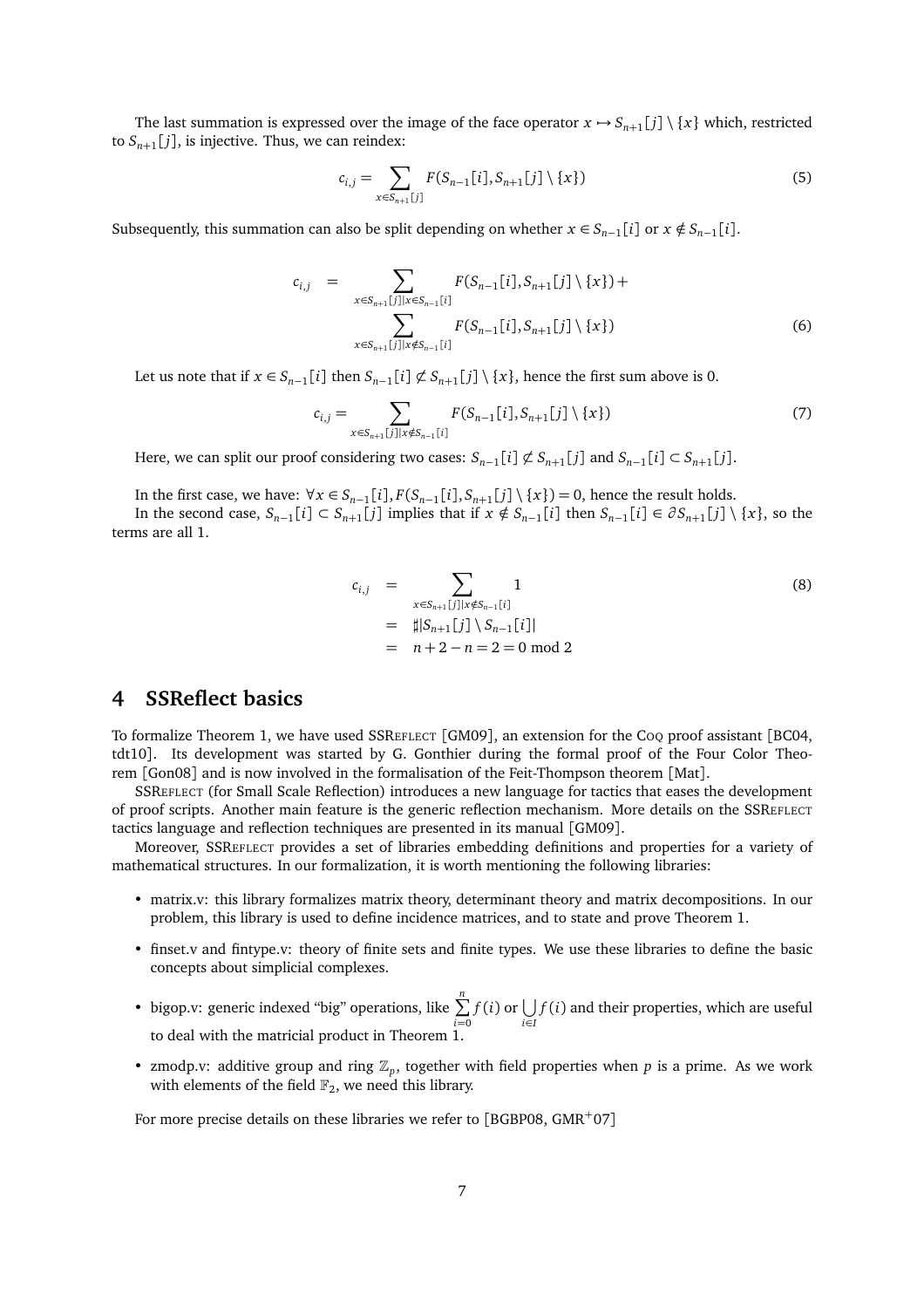The last summation is expressed over the image of the face operator $x \mapsto S_{n+1}[j] \setminus \{x\}$ which, restricted to $S_{n+1}[j]$, is injective. Thus, we can reindex:

$$c_{i,j} = \sum_{x \in S_{n+1}[j]} F(S_{n-1}[i], S_{n+1}[j] \setminus \{x\}) \tag{5}$$

Subsequently, this summation can also be split depending on whether $x \in S_{n-1}[i]$ or $x \notin S_{n-1}[i]$.

$$\begin{aligned} c_{i,j} &= \sum_{x \in S_{n+1}[j] | x \in S_{n-1}[i]} F(S_{n-1}[i], S_{n+1}[j] \setminus \{x\}) + \\ &\quad \sum_{x \in S_{n+1}[j] | x \notin S_{n-1}[i]} F(S_{n-1}[i], S_{n+1}[j] \setminus \{x\}) \end{aligned} \tag{6}$$

Let us note that if $x \in S_{n-1}[i]$ then $S_{n-1}[i] \not\subset S_{n+1}[j] \setminus \{x\}$, hence the first sum above is 0.

$$c_{i,j} = \sum_{x \in S_{n+1}[j] | x \notin S_{n-1}[i]} F(S_{n-1}[i], S_{n+1}[j] \setminus \{x\}) \tag{7}$$

Here, we can split our proof considering two cases: $S_{n-1}[i] \not\subset S_{n+1}[j]$ and $S_{n-1}[i] \subset S_{n+1}[j]$.

In the first case, we have: $\forall x \in S_{n-1}[i], F(S_{n-1}[i], S_{n+1}[j] \setminus \{x\}) = 0$, hence the result holds.

In the second case, $S_{n-1}[i] \subset S_{n+1}[j]$ implies that if $x \notin S_{n-1}[i]$ then $S_{n-1}[i] \in \partial S_{n+1}[j] \setminus \{x\}$, so the terms are all 1.

$$\begin{aligned} c_{i,j} &= \sum_{x \in S_{n+1}[j] | x \notin S_{n-1}[i]} 1 \\ &= \sharp |S_{n+1}[j] \setminus S_{n-1}[i]| \\ &= n + 2 - n = 2 = 0 \bmod 2 \end{aligned} \tag{8}$$

## 4 SSReflect basics

To formalize Theorem 1, we have used SSREFLECT [GM09], an extension for the COQ proof assistant [BC04, tdt10]. Its development was started by G. Gonthier during the formal proof of the Four Color Theorem [Gon08] and is now involved in the formalisation of the Feit-Thompson theorem [Mat].

SSREFLECT (for Small Scale Reflection) introduces a new language for tactics that eases the development of proof scripts. Another main feature is the generic reflection mechanism. More details on the SSREFLECT tactics language and reflection techniques are presented in its manual [GM09].

Moreover, SSREFLECT provides a set of libraries embedding definitions and properties for a variety of mathematical structures. In our formalization, it is worth mentioning the following libraries:

- matrix.v: this library formalizes matrix theory, determinant theory and matrix decompositions. In our problem, this library is used to define incidence matrices, and to state and prove Theorem 1.
- finset.v and fintype.v: theory of finite sets and finite types. We use these libraries to define the basic concepts about simplicial complexes.
- bigop.v: generic indexed "big" operations, like $\sum_{i=0}^{n} f(i)$ or $\bigcup_{i \in I} f(i)$ and their properties, which are useful to deal with the matricial product in Theorem 1.
- zmodp.v: additive group and ring $\mathbb{Z}_p$, together with field properties when $p$ is a prime. As we work with elements of the field $\mathbb{F}_2$, we need this library.

For more precise details on these libraries we refer to [BGBP08, GMR+07]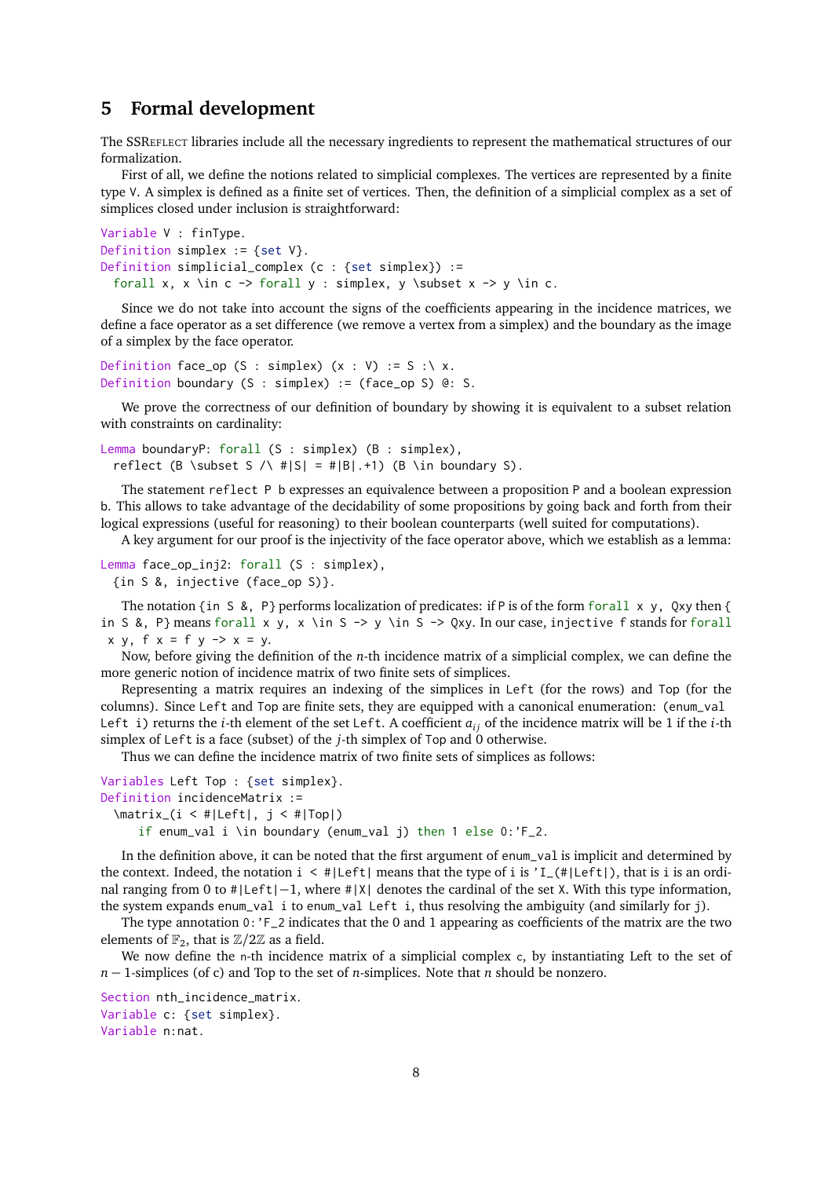## 5 Formal development

The SSReflect libraries include all the necessary ingredients to represent the mathematical structures of our formalization.

First of all, we define the notions related to simplicial complexes. The vertices are represented by a finite type `V`. A simplex is defined as a finite set of vertices. Then, the definition of a simplicial complex as a set of simplices closed under inclusion is straightforward:

```
Variable V : finType.
Definition simplex := {set V}.
Definition simplicial_complex (c : {set simplex}) :=
  forall x, x \in c -> forall y : simplex, y \subset x -> y \in c.
```

Since we do not take into account the signs of the coefficients appearing in the incidence matrices, we define a face operator as a set difference (we remove a vertex from a simplex) and the boundary as the image of a simplex by the face operator.

```
Definition face_op (S : simplex) (x : V) := S :\ x.
Definition boundary (S : simplex) := (face_op S) @: S.
```

We prove the correctness of our definition of boundary by showing it is equivalent to a subset relation with constraints on cardinality:

```
Lemma boundaryP: forall (S : simplex) (B : simplex),
  reflect (B \subset S /\ #|S| = #|B|.+1) (B \in boundary S).
```

The statement `reflect P b` expresses an equivalence between a proposition `P` and a boolean expression `b`. This allows to take advantage of the decidability of some propositions by going back and forth from their logical expressions (useful for reasoning) to their boolean counterparts (well suited for computations).

A key argument for our proof is the injectivity of the face operator above, which we establish as a lemma:

```
Lemma face_op_inj2: forall (S : simplex),
  {in S &, injective (face_op S)}.
```

The notation `{in S &, P}` performs localization of predicates: if `P` is of the form `forall x y, Qxy` then `{in S &, P}` means `forall x y, x \in S -> y \in S -> Qxy`. In our case, `injective f` stands for `forall x y, f x = f y -> x = y`.

Now, before giving the definition of the $n$-th incidence matrix of a simplicial complex, we can define the more generic notion of incidence matrix of two finite sets of simplices.

Representing a matrix requires an indexing of the simplices in `Left` (for the rows) and `Top` (for the columns). Since `Left` and `Top` are finite sets, they are equipped with a canonical enumeration: `(enum_val Left i)` returns the $i$-th element of the set `Left`. A coefficient $a_{ij}$ of the incidence matrix will be 1 if the $i$-th simplex of `Left` is a face (subset) of the $j$-th simplex of `Top` and 0 otherwise.

Thus we can define the incidence matrix of two finite sets of simplices as follows:

```
Variables Left Top : {set simplex}.
Definition incidenceMatrix :=
  \matrix_(i < #|Left|, j < #|Top|)
     if enum_val i \in boundary (enum_val j) then 1 else 0:'F_2.
```

In the definition above, it can be noted that the first argument of `enum_val` is implicit and determined by the context. Indeed, the notation `i < #|Left|` means that the type of `i` is `'I_(#|Left|)`, that is `i` is an ordinal ranging from 0 to `#|Left|`−1, where `#|X|` denotes the cardinal of the set `X`. With this type information, the system expands `enum_val i` to `enum_val Left i`, thus resolving the ambiguity (and similarly for `j`).

The type annotation `0:'F_2` indicates that the 0 and 1 appearing as coefficients of the matrix are the two elements of $\mathbb{F}_2$, that is $\mathbb{Z}/2\mathbb{Z}$ as a field.

We now define the `n`-th incidence matrix of a simplicial complex `c`, by instantiating Left to the set of $n-1$-simplices (of c) and Top to the set of $n$-simplices. Note that $n$ should be nonzero.

```
Section nth_incidence_matrix.
Variable c: {set simplex}.
Variable n:nat.
```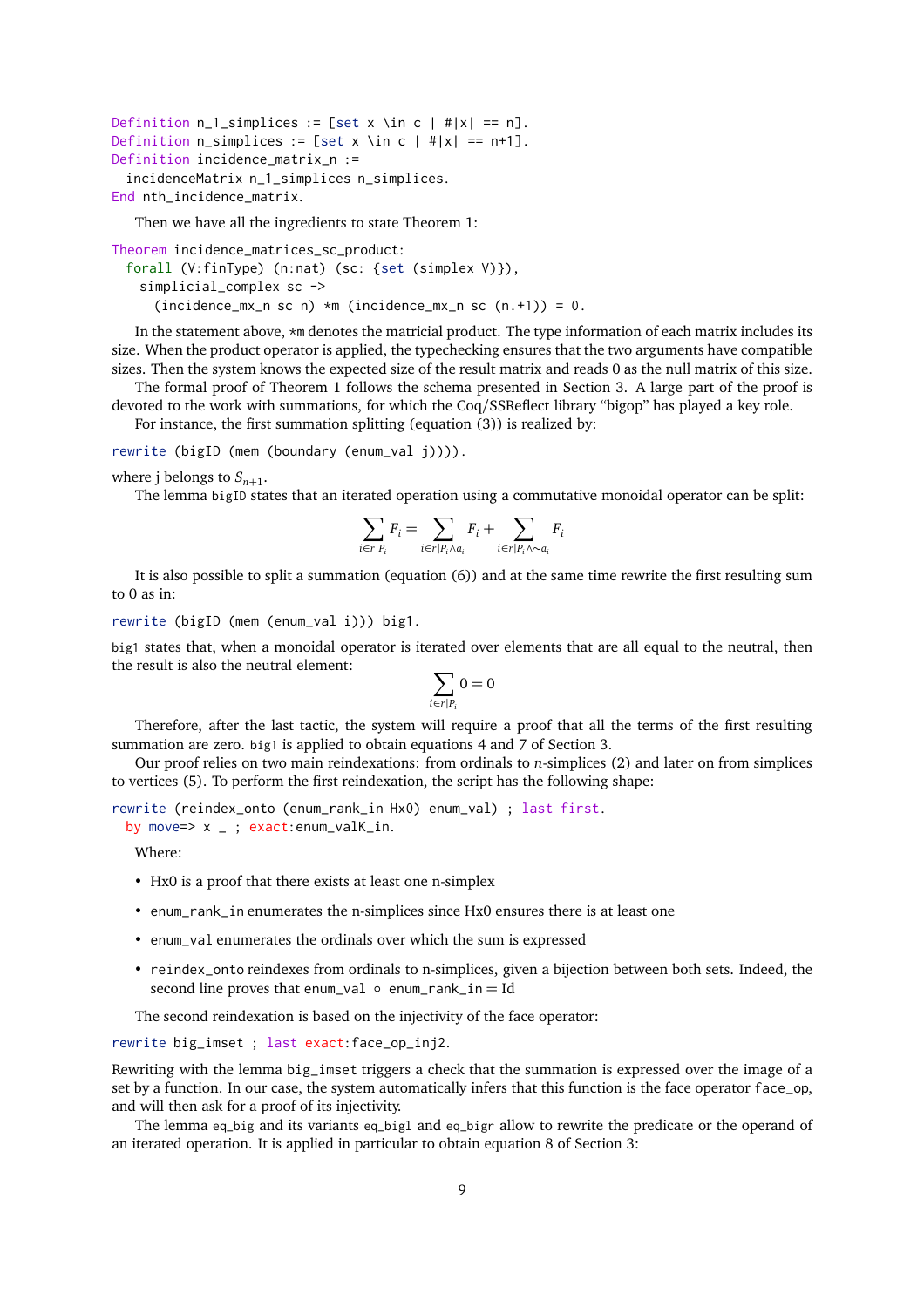```
Definition n_1_simplices := [set x \in c | #|x| == n].
Definition n_simplices := [set x \in c | #|x| == n+1].
Definition incidence_matrix_n :=
  incidenceMatrix n_1_simplices n_simplices.
End nth_incidence_matrix.
```

Then we have all the ingredients to state Theorem 1:

```
Theorem incidence_matrices_sc_product:
  forall (V:finType) (n:nat) (sc: {set (simplex V)}),
   simplicial_complex sc ->
     (incidence_mx_n sc n) *m (incidence_mx_n sc (n.+1)) = 0.
```

In the statement above, `*m` denotes the matricial product. The type information of each matrix includes its size. When the product operator is applied, the typechecking ensures that the two arguments have compatible sizes. Then the system knows the expected size of the result matrix and reads 0 as the null matrix of this size.

The formal proof of Theorem 1 follows the schema presented in Section 3. A large part of the proof is devoted to the work with summations, for which the Coq/SSReflect library "bigop" has played a key role.

For instance, the first summation splitting (equation (3)) is realized by:

```
rewrite (bigID (mem (boundary (enum_val j)))).
```

where j belongs to $S_{n+1}$.

The lemma `bigID` states that an iterated operation using a commutative monoidal operator can be split:

$$\sum_{i \in r | P_i} F_i = \sum_{i \in r | P_i \wedge a_i} F_i + \sum_{i \in r | P_i \wedge \sim a_i} F_i$$

It is also possible to split a summation (equation (6)) and at the same time rewrite the first resulting sum to 0 as in:

```
rewrite (bigID (mem (enum_val i))) big1.
```

`big1` states that, when a monoidal operator is iterated over elements that are all equal to the neutral, then the result is also the neutral element:

$$\sum_{i \in r | P_i} 0 = 0$$

Therefore, after the last tactic, the system will require a proof that all the terms of the first resulting summation are zero. `big1` is applied to obtain equations 4 and 7 of Section 3.

Our proof relies on two main reindexations: from ordinals to $n$-simplices (2) and later on from simplices to vertices (5). To perform the first reindexation, the script has the following shape:

```
rewrite (reindex_onto (enum_rank_in Hx0) enum_val) ; last first.
  by move=> x _ ; exact:enum_valK_in.
```

Where:

- Hx0 is a proof that there exists at least one n-simplex
- `enum_rank_in` enumerates the n-simplices since Hx0 ensures there is at least one
- `enum_val` enumerates the ordinals over which the sum is expressed
- `reindex_onto` reindexes from ordinals to n-simplices, given a bijection between both sets. Indeed, the second line proves that `enum_val` ∘ `enum_rank_in` = Id

The second reindexation is based on the injectivity of the face operator:

```
rewrite big_imset ; last exact:face_op_inj2.
```

Rewriting with the lemma `big_imset` triggers a check that the summation is expressed over the image of a set by a function. In our case, the system automatically infers that this function is the face operator `face_op`, and will then ask for a proof of its injectivity.

The lemma `eq_big` and its variants `eq_bigl` and `eq_bigr` allow to rewrite the predicate or the operand of an iterated operation. It is applied in particular to obtain equation 8 of Section 3: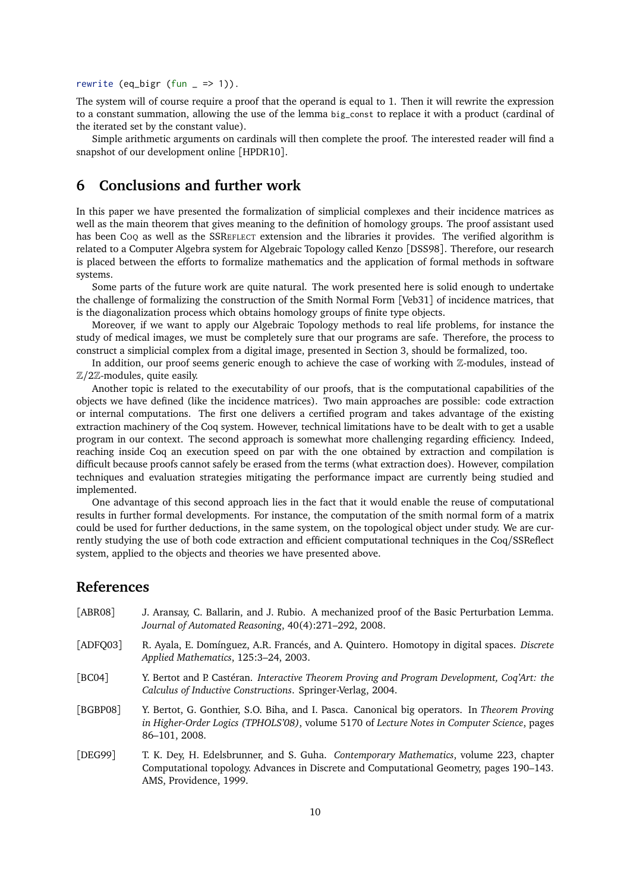```
rewrite (eq_bigr (fun _ => 1)).
```

The system will of course require a proof that the operand is equal to 1. Then it will rewrite the expression to a constant summation, allowing the use of the lemma `big_const` to replace it with a product (cardinal of the iterated set by the constant value).

Simple arithmetic arguments on cardinals will then complete the proof. The interested reader will find a snapshot of our development online [HPDR10].

## 6 Conclusions and further work

In this paper we have presented the formalization of simplicial complexes and their incidence matrices as well as the main theorem that gives meaning to the definition of homology groups. The proof assistant used has been Coq as well as the SSReflect extension and the libraries it provides. The verified algorithm is related to a Computer Algebra system for Algebraic Topology called Kenzo [DSS98]. Therefore, our research is placed between the efforts to formalize mathematics and the application of formal methods in software systems.

Some parts of the future work are quite natural. The work presented here is solid enough to undertake the challenge of formalizing the construction of the Smith Normal Form [Veb31] of incidence matrices, that is the diagonalization process which obtains homology groups of finite type objects.

Moreover, if we want to apply our Algebraic Topology methods to real life problems, for instance the study of medical images, we must be completely sure that our programs are safe. Therefore, the process to construct a simplicial complex from a digital image, presented in Section 3, should be formalized, too.

In addition, our proof seems generic enough to achieve the case of working with $\mathbb{Z}$-modules, instead of $\mathbb{Z}/2\mathbb{Z}$-modules, quite easily.

Another topic is related to the executability of our proofs, that is the computational capabilities of the objects we have defined (like the incidence matrices). Two main approaches are possible: code extraction or internal computations. The first one delivers a certified program and takes advantage of the existing extraction machinery of the Coq system. However, technical limitations have to be dealt with to get a usable program in our context. The second approach is somewhat more challenging regarding efficiency. Indeed, reaching inside Coq an execution speed on par with the one obtained by extraction and compilation is difficult because proofs cannot safely be erased from the terms (what extraction does). However, compilation techniques and evaluation strategies mitigating the performance impact are currently being studied and implemented.

One advantage of this second approach lies in the fact that it would enable the reuse of computational results in further formal developments. For instance, the computation of the smith normal form of a matrix could be used for further deductions, in the same system, on the topological object under study. We are currently studying the use of both code extraction and efficient computational techniques in the Coq/SSReflect system, applied to the objects and theories we have presented above.

## References

[ABR08] J. Aransay, C. Ballarin, and J. Rubio. A mechanized proof of the Basic Perturbation Lemma. *Journal of Automated Reasoning*, 40(4):271–292, 2008.

[ADFQ03] R. Ayala, E. Domínguez, A.R. Francés, and A. Quintero. Homotopy in digital spaces. *Discrete Applied Mathematics*, 125:3–24, 2003.

[BC04] Y. Bertot and P. Castéran. *Interactive Theorem Proving and Program Development, Coq'Art: the Calculus of Inductive Constructions*. Springer-Verlag, 2004.

[BGBP08] Y. Bertot, G. Gonthier, S.O. Biha, and I. Pasca. Canonical big operators. In *Theorem Proving in Higher-Order Logics (TPHOLS'08)*, volume 5170 of *Lecture Notes in Computer Science*, pages 86–101, 2008.

[DEG99] T. K. Dey, H. Edelsbrunner, and S. Guha. *Contemporary Mathematics*, volume 223, chapter Computational topology. Advances in Discrete and Computational Geometry, pages 190–143. AMS, Providence, 1999.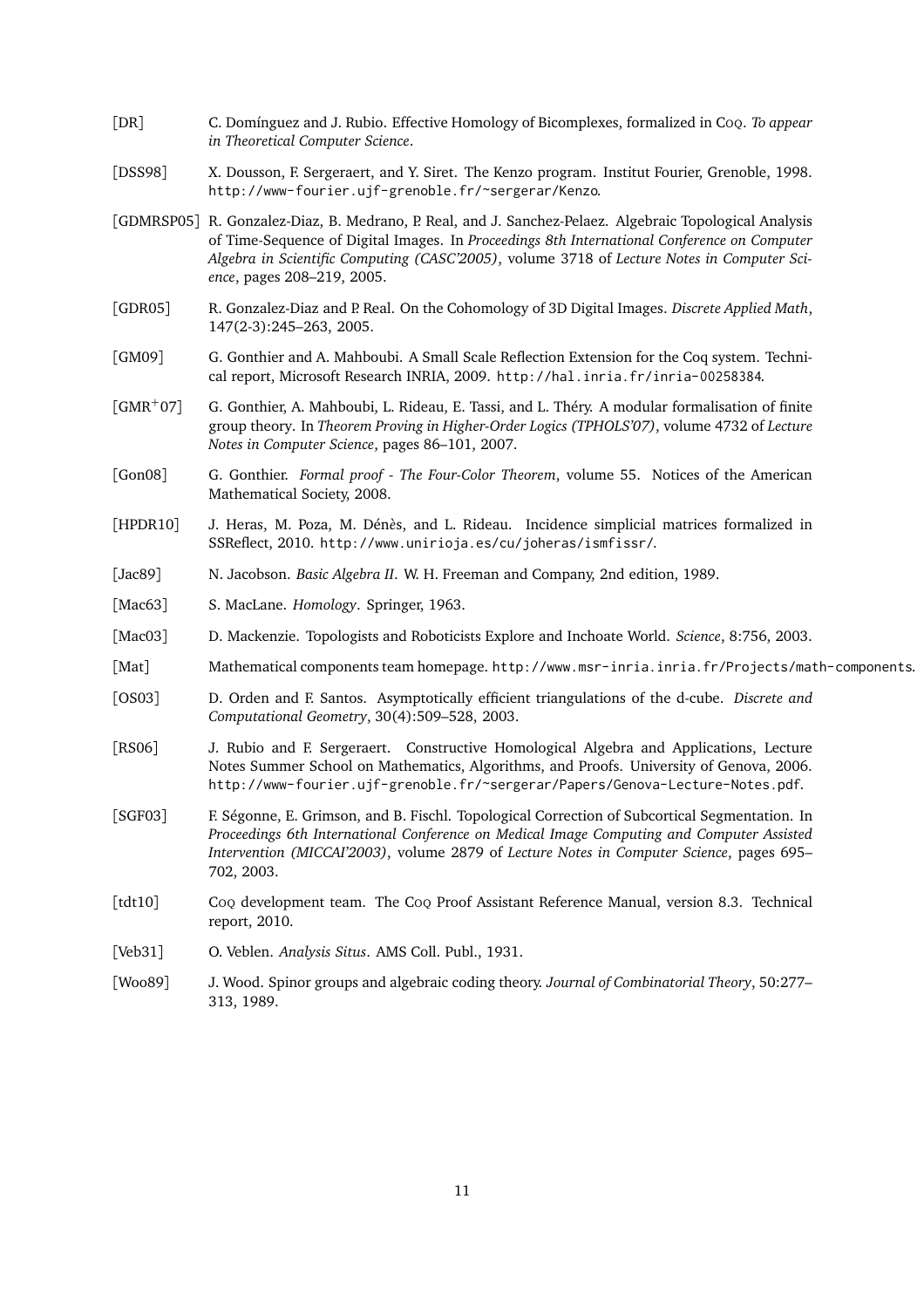[DR] C. Domínguez and J. Rubio. Effective Homology of Bicomplexes, formalized in Coq. *To appear in Theoretical Computer Science*.

[DSS98] X. Dousson, F. Sergeraert, and Y. Siret. The Kenzo program. Institut Fourier, Grenoble, 1998. http://www-fourier.ujf-grenoble.fr/~sergerar/Kenzo.

[GDMRSP05] R. Gonzalez-Diaz, B. Medrano, P. Real, and J. Sanchez-Pelaez. Algebraic Topological Analysis of Time-Sequence of Digital Images. In *Proceedings 8th International Conference on Computer Algebra in Scientific Computing (CASC'2005)*, volume 3718 of *Lecture Notes in Computer Science*, pages 208–219, 2005.

[GDR05] R. Gonzalez-Diaz and P. Real. On the Cohomology of 3D Digital Images. *Discrete Applied Math*, 147(2-3):245–263, 2005.

[GM09] G. Gonthier and A. Mahboubi. A Small Scale Reflection Extension for the Coq system. Technical report, Microsoft Research INRIA, 2009. http://hal.inria.fr/inria-00258384.

[GMR+07] G. Gonthier, A. Mahboubi, L. Rideau, E. Tassi, and L. Théry. A modular formalisation of finite group theory. In *Theorem Proving in Higher-Order Logics (TPHOLS'07)*, volume 4732 of *Lecture Notes in Computer Science*, pages 86–101, 2007.

[Gon08] G. Gonthier. *Formal proof - The Four-Color Theorem*, volume 55. Notices of the American Mathematical Society, 2008.

[HPDR10] J. Heras, M. Poza, M. Dénès, and L. Rideau. Incidence simplicial matrices formalized in SSReflect, 2010. http://www.unirioja.es/cu/joheras/ismfissr/.

[Jac89] N. Jacobson. *Basic Algebra II*. W. H. Freeman and Company, 2nd edition, 1989.

[Mac63] S. MacLane. *Homology*. Springer, 1963.

[Mac03] D. Mackenzie. Topologists and Roboticists Explore and Inchoate World. *Science*, 8:756, 2003.

[Mat] Mathematical components team homepage. http://www.msr-inria.inria.fr/Projects/math-components.

[OS03] D. Orden and F. Santos. Asymptotically efficient triangulations of the d-cube. *Discrete and Computational Geometry*, 30(4):509–528, 2003.

[RS06] J. Rubio and F. Sergeraert. Constructive Homological Algebra and Applications, Lecture Notes Summer School on Mathematics, Algorithms, and Proofs. University of Genova, 2006. http://www-fourier.ujf-grenoble.fr/~sergerar/Papers/Genova-Lecture-Notes.pdf.

[SGF03] F. Ségonne, E. Grimson, and B. Fischl. Topological Correction of Subcortical Segmentation. In *Proceedings 6th International Conference on Medical Image Computing and Computer Assisted Intervention (MICCAI'2003)*, volume 2879 of *Lecture Notes in Computer Science*, pages 695–702, 2003.

[tdt10] Coq development team. The Coq Proof Assistant Reference Manual, version 8.3. Technical report, 2010.

[Veb31] O. Veblen. *Analysis Situs*. AMS Coll. Publ., 1931.

[Woo89] J. Wood. Spinor groups and algebraic coding theory. *Journal of Combinatorial Theory*, 50:277–313, 1989.